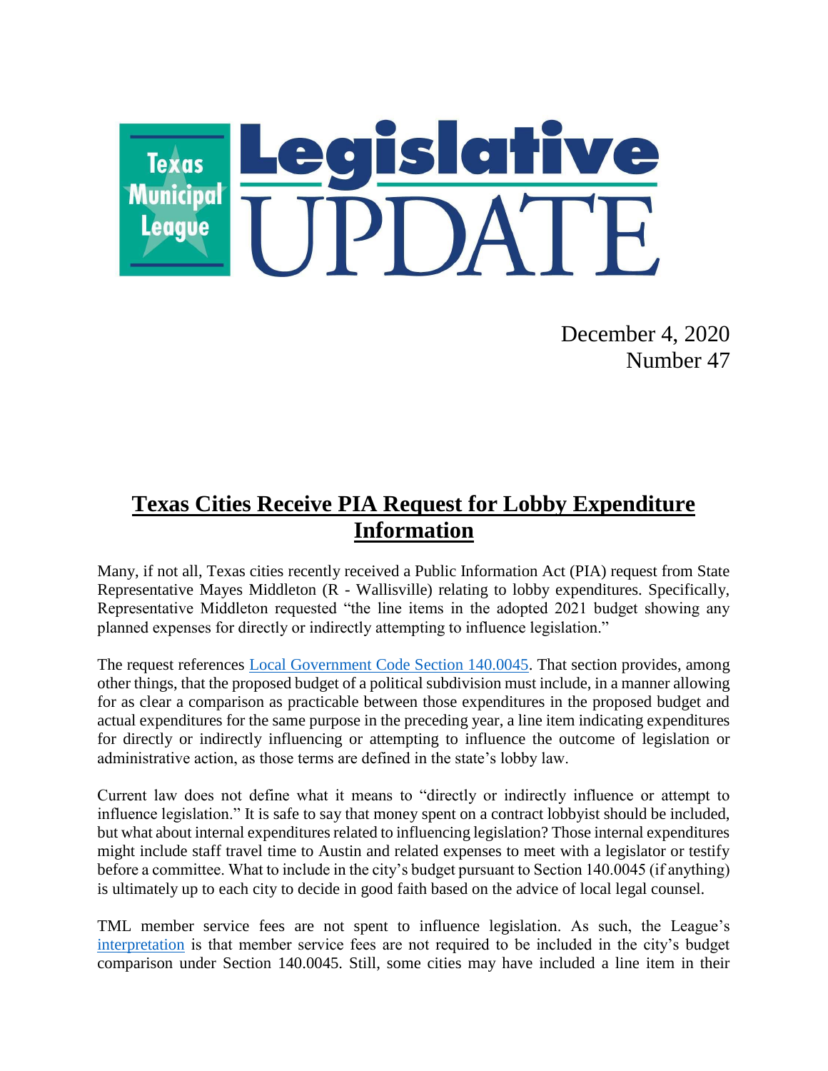# Texas Municipal League Legislative UPDATE

December 4, 2020
Number 47

## Texas Cities Receive PIA Request for Lobby Expenditure Information

Many, if not all, Texas cities recently received a Public Information Act (PIA) request from State Representative Mayes Middleton (R - Wallisville) relating to lobby expenditures. Specifically, Representative Middleton requested "the line items in the adopted 2021 budget showing any planned expenses for directly or indirectly attempting to influence legislation."

The request references [Local Government Code Section 140.0045](). That section provides, among other things, that the proposed budget of a political subdivision must include, in a manner allowing for as clear a comparison as practicable between those expenditures in the proposed budget and actual expenditures for the same purpose in the preceding year, a line item indicating expenditures for directly or indirectly influencing or attempting to influence the outcome of legislation or administrative action, as those terms are defined in the state's lobby law.

Current law does not define what it means to "directly or indirectly influence or attempt to influence legislation." It is safe to say that money spent on a contract lobbyist should be included, but what about internal expenditures related to influencing legislation? Those internal expenditures might include staff travel time to Austin and related expenses to meet with a legislator or testify before a committee. What to include in the city's budget pursuant to Section 140.0045 (if anything) is ultimately up to each city to decide in good faith based on the advice of local legal counsel.

TML member service fees are not spent to influence legislation. As such, the League's [interpretation]() is that member service fees are not required to be included in the city's budget comparison under Section 140.0045. Still, some cities may have included a line item in their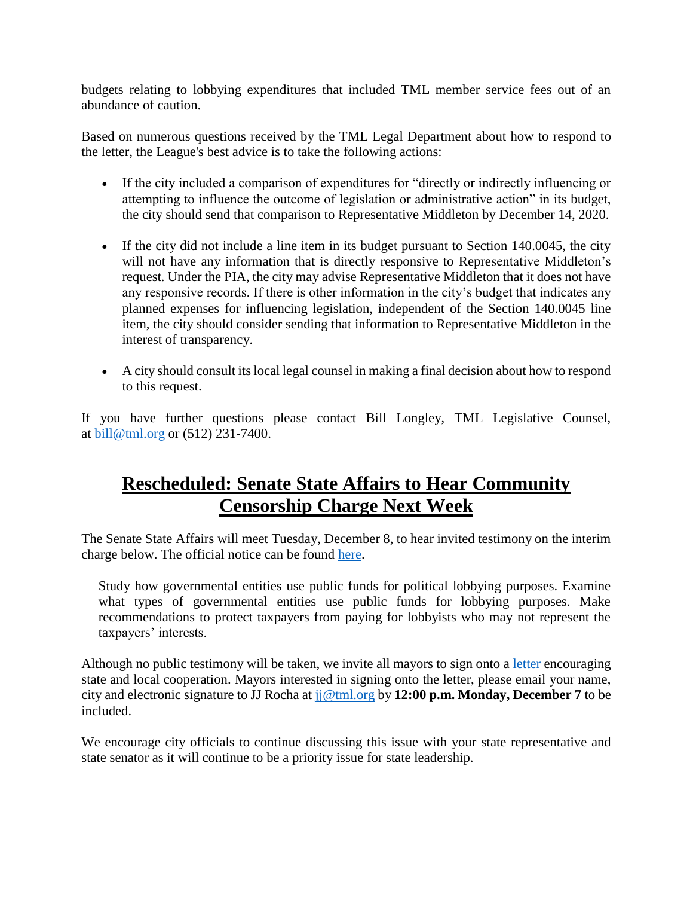budgets relating to lobbying expenditures that included TML member service fees out of an abundance of caution.

Based on numerous questions received by the TML Legal Department about how to respond to the letter, the League's best advice is to take the following actions:

- If the city included a comparison of expenditures for "directly or indirectly influencing or attempting to influence the outcome of legislation or administrative action" in its budget, the city should send that comparison to Representative Middleton by December 14, 2020.
- If the city did not include a line item in its budget pursuant to Section 140.0045, the city will not have any information that is directly responsive to Representative Middleton's request. Under the PIA, the city may advise Representative Middleton that it does not have any responsive records. If there is other information in the city's budget that indicates any planned expenses for influencing legislation, independent of the Section 140.0045 line item, the city should consider sending that information to Representative Middleton in the interest of transparency.
- A city should consult its local legal counsel in making a final decision about how to respond to this request.

If you have further questions please contact Bill Longley, TML Legislative Counsel, at bill@tml.org or (512) 231-7400.

## Rescheduled: Senate State Affairs to Hear Community Censorship Charge Next Week

The Senate State Affairs will meet Tuesday, December 8, to hear invited testimony on the interim charge below. The official notice can be found here.

> Study how governmental entities use public funds for political lobbying purposes. Examine what types of governmental entities use public funds for lobbying purposes. Make recommendations to protect taxpayers from paying for lobbyists who may not represent the taxpayers' interests.

Although no public testimony will be taken, we invite all mayors to sign onto a letter encouraging state and local cooperation. Mayors interested in signing onto the letter, please email your name, city and electronic signature to JJ Rocha at jj@tml.org by **12:00 p.m. Monday, December 7** to be included.

We encourage city officials to continue discussing this issue with your state representative and state senator as it will continue to be a priority issue for state leadership.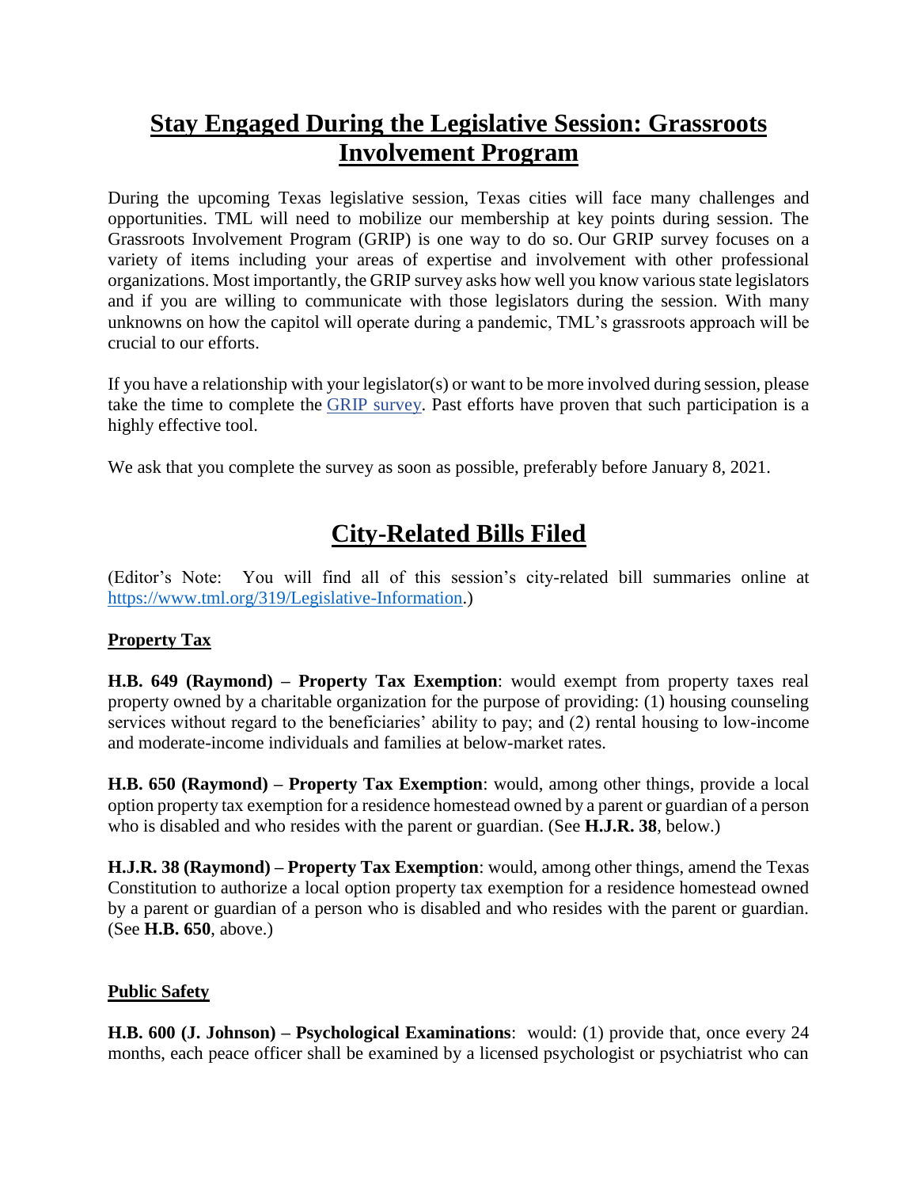## Stay Engaged During the Legislative Session: Grassroots Involvement Program

During the upcoming Texas legislative session, Texas cities will face many challenges and opportunities. TML will need to mobilize our membership at key points during session. The Grassroots Involvement Program (GRIP) is one way to do so. Our GRIP survey focuses on a variety of items including your areas of expertise and involvement with other professional organizations. Most importantly, the GRIP survey asks how well you know various state legislators and if you are willing to communicate with those legislators during the session. With many unknowns on how the capitol will operate during a pandemic, TML's grassroots approach will be crucial to our efforts.

If you have a relationship with your legislator(s) or want to be more involved during session, please take the time to complete the GRIP survey. Past efforts have proven that such participation is a highly effective tool.

We ask that you complete the survey as soon as possible, preferably before January 8, 2021.

## City-Related Bills Filed

(Editor's Note: You will find all of this session's city-related bill summaries online at https://www.tml.org/319/Legislative-Information.)

### Property Tax

**H.B. 649 (Raymond) – Property Tax Exemption**: would exempt from property taxes real property owned by a charitable organization for the purpose of providing: (1) housing counseling services without regard to the beneficiaries' ability to pay; and (2) rental housing to low-income and moderate-income individuals and families at below-market rates.

**H.B. 650 (Raymond) – Property Tax Exemption**: would, among other things, provide a local option property tax exemption for a residence homestead owned by a parent or guardian of a person who is disabled and who resides with the parent or guardian. (See **H.J.R. 38**, below.)

**H.J.R. 38 (Raymond) – Property Tax Exemption**: would, among other things, amend the Texas Constitution to authorize a local option property tax exemption for a residence homestead owned by a parent or guardian of a person who is disabled and who resides with the parent or guardian. (See **H.B. 650**, above.)

### Public Safety

**H.B. 600 (J. Johnson) – Psychological Examinations**: would: (1) provide that, once every 24 months, each peace officer shall be examined by a licensed psychologist or psychiatrist who can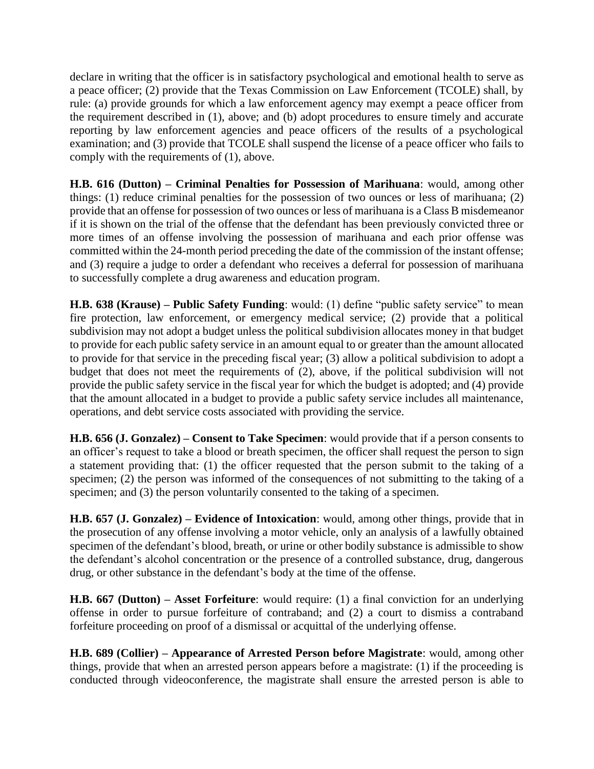declare in writing that the officer is in satisfactory psychological and emotional health to serve as a peace officer; (2) provide that the Texas Commission on Law Enforcement (TCOLE) shall, by rule: (a) provide grounds for which a law enforcement agency may exempt a peace officer from the requirement described in (1), above; and (b) adopt procedures to ensure timely and accurate reporting by law enforcement agencies and peace officers of the results of a psychological examination; and (3) provide that TCOLE shall suspend the license of a peace officer who fails to comply with the requirements of (1), above.

**H.B. 616 (Dutton) – Criminal Penalties for Possession of Marihuana**: would, among other things: (1) reduce criminal penalties for the possession of two ounces or less of marihuana; (2) provide that an offense for possession of two ounces or less of marihuana is a Class B misdemeanor if it is shown on the trial of the offense that the defendant has been previously convicted three or more times of an offense involving the possession of marihuana and each prior offense was committed within the 24-month period preceding the date of the commission of the instant offense; and (3) require a judge to order a defendant who receives a deferral for possession of marihuana to successfully complete a drug awareness and education program.

**H.B. 638 (Krause) – Public Safety Funding**: would: (1) define "public safety service" to mean fire protection, law enforcement, or emergency medical service; (2) provide that a political subdivision may not adopt a budget unless the political subdivision allocates money in that budget to provide for each public safety service in an amount equal to or greater than the amount allocated to provide for that service in the preceding fiscal year; (3) allow a political subdivision to adopt a budget that does not meet the requirements of (2), above, if the political subdivision will not provide the public safety service in the fiscal year for which the budget is adopted; and (4) provide that the amount allocated in a budget to provide a public safety service includes all maintenance, operations, and debt service costs associated with providing the service.

**H.B. 656 (J. Gonzalez) – Consent to Take Specimen**: would provide that if a person consents to an officer's request to take a blood or breath specimen, the officer shall request the person to sign a statement providing that: (1) the officer requested that the person submit to the taking of a specimen; (2) the person was informed of the consequences of not submitting to the taking of a specimen; and (3) the person voluntarily consented to the taking of a specimen.

**H.B. 657 (J. Gonzalez) – Evidence of Intoxication**: would, among other things, provide that in the prosecution of any offense involving a motor vehicle, only an analysis of a lawfully obtained specimen of the defendant's blood, breath, or urine or other bodily substance is admissible to show the defendant's alcohol concentration or the presence of a controlled substance, drug, dangerous drug, or other substance in the defendant's body at the time of the offense.

**H.B. 667 (Dutton) – Asset Forfeiture**: would require: (1) a final conviction for an underlying offense in order to pursue forfeiture of contraband; and (2) a court to dismiss a contraband forfeiture proceeding on proof of a dismissal or acquittal of the underlying offense.

**H.B. 689 (Collier) – Appearance of Arrested Person before Magistrate**: would, among other things, provide that when an arrested person appears before a magistrate: (1) if the proceeding is conducted through videoconference, the magistrate shall ensure the arrested person is able to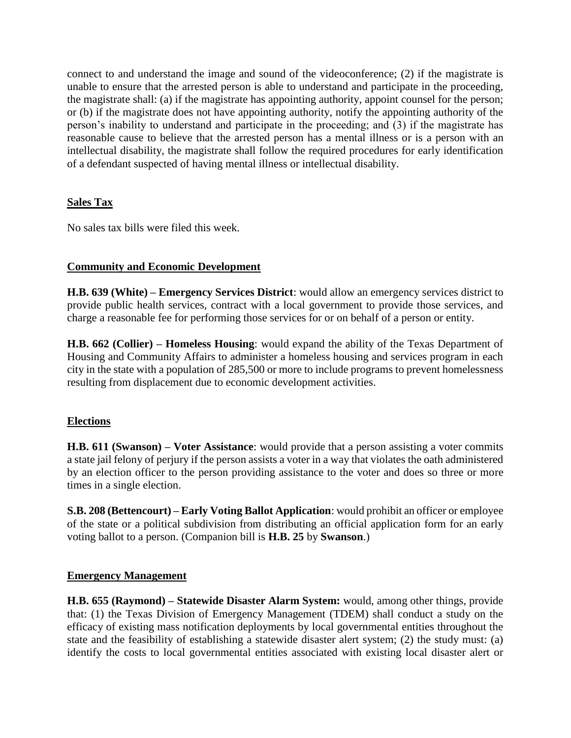connect to and understand the image and sound of the videoconference; (2) if the magistrate is unable to ensure that the arrested person is able to understand and participate in the proceeding, the magistrate shall: (a) if the magistrate has appointing authority, appoint counsel for the person; or (b) if the magistrate does not have appointing authority, notify the appointing authority of the person's inability to understand and participate in the proceeding; and (3) if the magistrate has reasonable cause to believe that the arrested person has a mental illness or is a person with an intellectual disability, the magistrate shall follow the required procedures for early identification of a defendant suspected of having mental illness or intellectual disability.

## Sales Tax

No sales tax bills were filed this week.

## Community and Economic Development

**H.B. 639 (White) – Emergency Services District**: would allow an emergency services district to provide public health services, contract with a local government to provide those services, and charge a reasonable fee for performing those services for or on behalf of a person or entity.

**H.B. 662 (Collier) – Homeless Housing**: would expand the ability of the Texas Department of Housing and Community Affairs to administer a homeless housing and services program in each city in the state with a population of 285,500 or more to include programs to prevent homelessness resulting from displacement due to economic development activities.

## Elections

**H.B. 611 (Swanson) – Voter Assistance**: would provide that a person assisting a voter commits a state jail felony of perjury if the person assists a voter in a way that violates the oath administered by an election officer to the person providing assistance to the voter and does so three or more times in a single election.

**S.B. 208 (Bettencourt) – Early Voting Ballot Application**: would prohibit an officer or employee of the state or a political subdivision from distributing an official application form for an early voting ballot to a person. (Companion bill is **H.B. 25** by **Swanson**.)

## Emergency Management

**H.B. 655 (Raymond) – Statewide Disaster Alarm System:** would, among other things, provide that: (1) the Texas Division of Emergency Management (TDEM) shall conduct a study on the efficacy of existing mass notification deployments by local governmental entities throughout the state and the feasibility of establishing a statewide disaster alert system; (2) the study must: (a) identify the costs to local governmental entities associated with existing local disaster alert or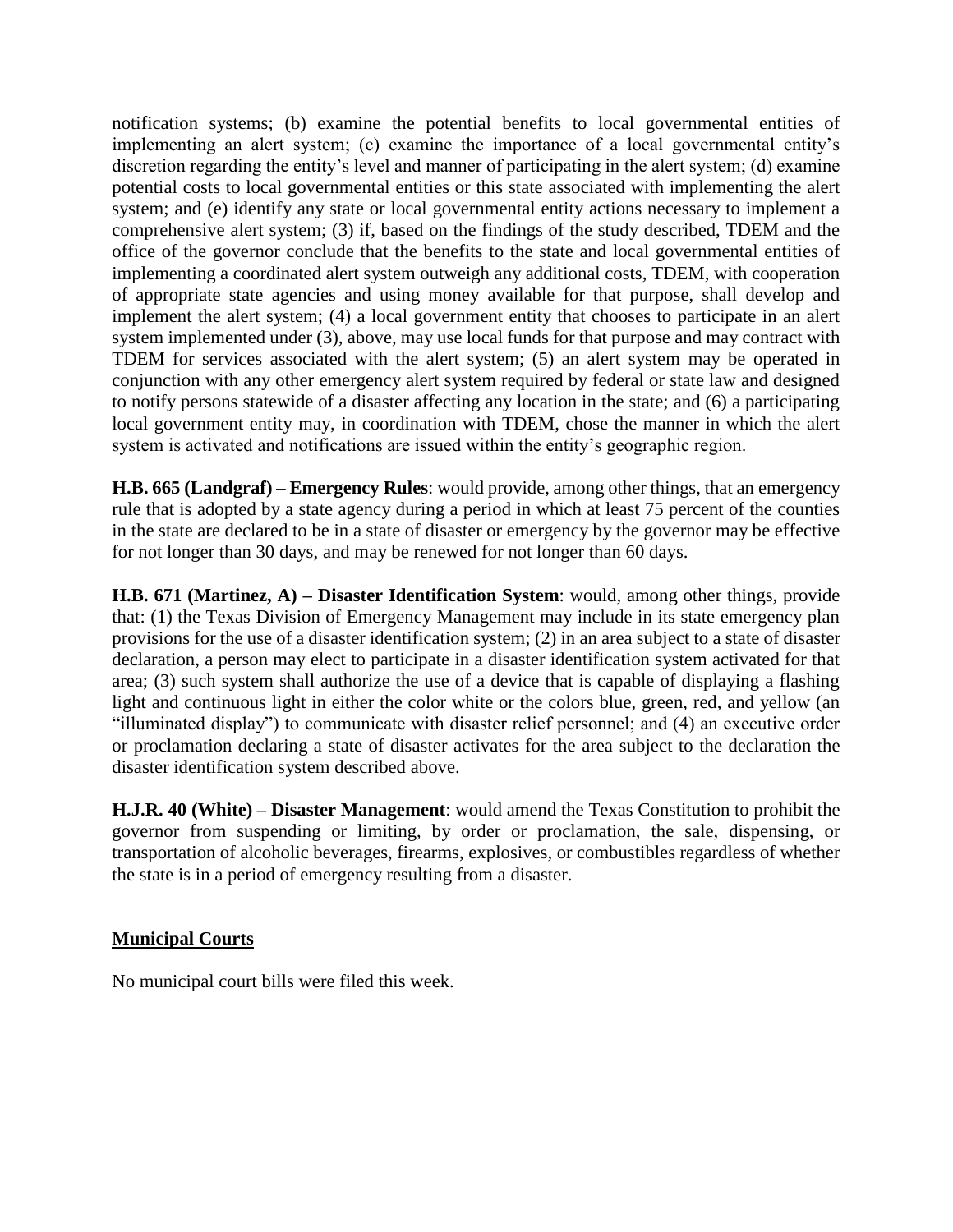notification systems; (b) examine the potential benefits to local governmental entities of implementing an alert system; (c) examine the importance of a local governmental entity's discretion regarding the entity's level and manner of participating in the alert system; (d) examine potential costs to local governmental entities or this state associated with implementing the alert system; and (e) identify any state or local governmental entity actions necessary to implement a comprehensive alert system; (3) if, based on the findings of the study described, TDEM and the office of the governor conclude that the benefits to the state and local governmental entities of implementing a coordinated alert system outweigh any additional costs, TDEM, with cooperation of appropriate state agencies and using money available for that purpose, shall develop and implement the alert system; (4) a local government entity that chooses to participate in an alert system implemented under (3), above, may use local funds for that purpose and may contract with TDEM for services associated with the alert system; (5) an alert system may be operated in conjunction with any other emergency alert system required by federal or state law and designed to notify persons statewide of a disaster affecting any location in the state; and (6) a participating local government entity may, in coordination with TDEM, chose the manner in which the alert system is activated and notifications are issued within the entity's geographic region.

**H.B. 665 (Landgraf) – Emergency Rules**: would provide, among other things, that an emergency rule that is adopted by a state agency during a period in which at least 75 percent of the counties in the state are declared to be in a state of disaster or emergency by the governor may be effective for not longer than 30 days, and may be renewed for not longer than 60 days.

**H.B. 671 (Martinez, A) – Disaster Identification System**: would, among other things, provide that: (1) the Texas Division of Emergency Management may include in its state emergency plan provisions for the use of a disaster identification system; (2) in an area subject to a state of disaster declaration, a person may elect to participate in a disaster identification system activated for that area; (3) such system shall authorize the use of a device that is capable of displaying a flashing light and continuous light in either the color white or the colors blue, green, red, and yellow (an "illuminated display") to communicate with disaster relief personnel; and (4) an executive order or proclamation declaring a state of disaster activates for the area subject to the declaration the disaster identification system described above.

**H.J.R. 40 (White) – Disaster Management**: would amend the Texas Constitution to prohibit the governor from suspending or limiting, by order or proclamation, the sale, dispensing, or transportation of alcoholic beverages, firearms, explosives, or combustibles regardless of whether the state is in a period of emergency resulting from a disaster.

## Municipal Courts

No municipal court bills were filed this week.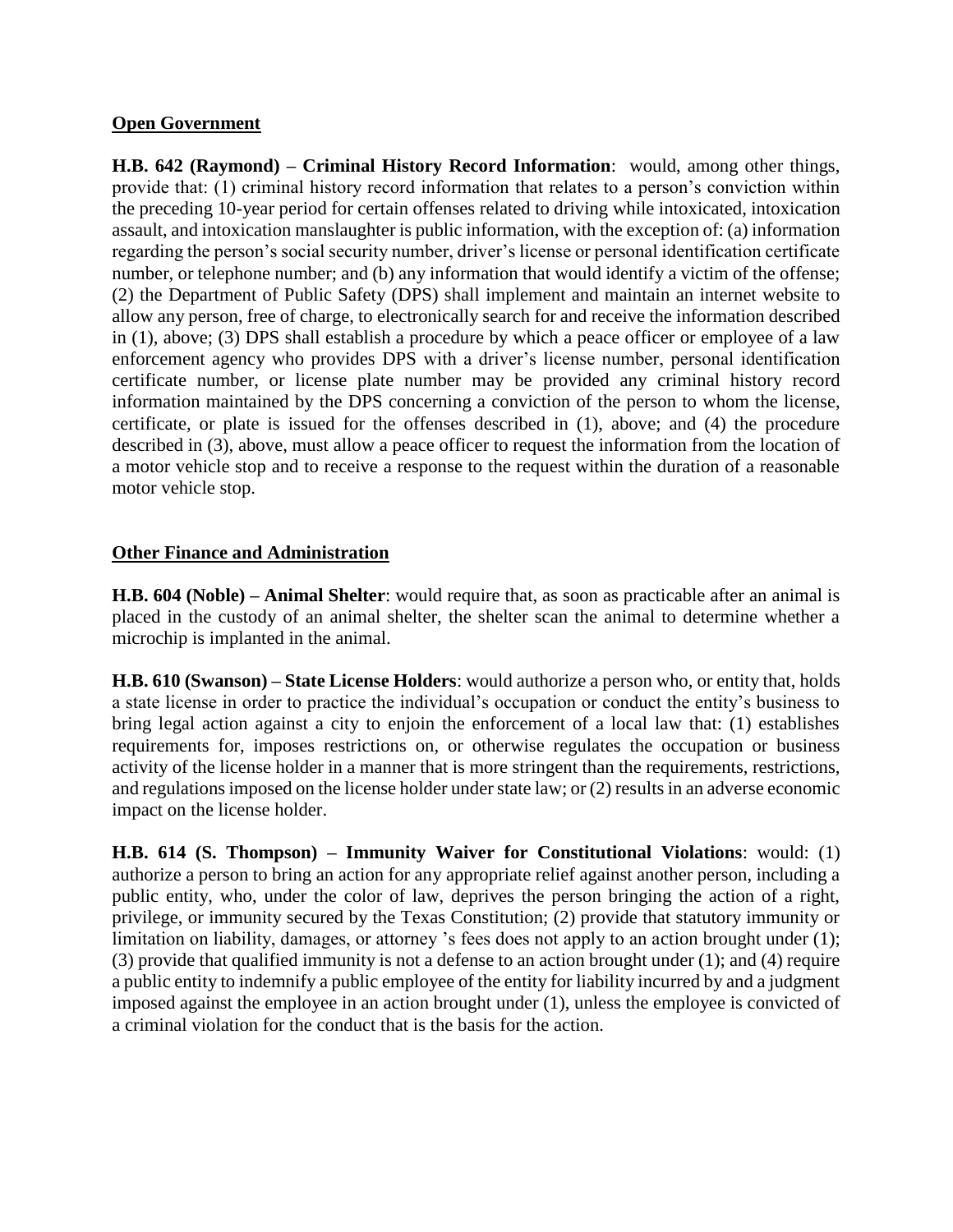**Open Government**

**H.B. 642 (Raymond) – Criminal History Record Information**: would, among other things, provide that: (1) criminal history record information that relates to a person's conviction within the preceding 10-year period for certain offenses related to driving while intoxicated, intoxication assault, and intoxication manslaughter is public information, with the exception of: (a) information regarding the person's social security number, driver's license or personal identification certificate number, or telephone number; and (b) any information that would identify a victim of the offense; (2) the Department of Public Safety (DPS) shall implement and maintain an internet website to allow any person, free of charge, to electronically search for and receive the information described in (1), above; (3) DPS shall establish a procedure by which a peace officer or employee of a law enforcement agency who provides DPS with a driver's license number, personal identification certificate number, or license plate number may be provided any criminal history record information maintained by the DPS concerning a conviction of the person to whom the license, certificate, or plate is issued for the offenses described in (1), above; and (4) the procedure described in (3), above, must allow a peace officer to request the information from the location of a motor vehicle stop and to receive a response to the request within the duration of a reasonable motor vehicle stop.

**Other Finance and Administration**

**H.B. 604 (Noble) – Animal Shelter**: would require that, as soon as practicable after an animal is placed in the custody of an animal shelter, the shelter scan the animal to determine whether a microchip is implanted in the animal.

**H.B. 610 (Swanson) – State License Holders**: would authorize a person who, or entity that, holds a state license in order to practice the individual's occupation or conduct the entity's business to bring legal action against a city to enjoin the enforcement of a local law that: (1) establishes requirements for, imposes restrictions on, or otherwise regulates the occupation or business activity of the license holder in a manner that is more stringent than the requirements, restrictions, and regulations imposed on the license holder under state law; or (2) results in an adverse economic impact on the license holder.

**H.B. 614 (S. Thompson) – Immunity Waiver for Constitutional Violations**: would: (1) authorize a person to bring an action for any appropriate relief against another person, including a public entity, who, under the color of law, deprives the person bringing the action of a right, privilege, or immunity secured by the Texas Constitution; (2) provide that statutory immunity or limitation on liability, damages, or attorney 's fees does not apply to an action brought under (1); (3) provide that qualified immunity is not a defense to an action brought under (1); and (4) require a public entity to indemnify a public employee of the entity for liability incurred by and a judgment imposed against the employee in an action brought under (1), unless the employee is convicted of a criminal violation for the conduct that is the basis for the action.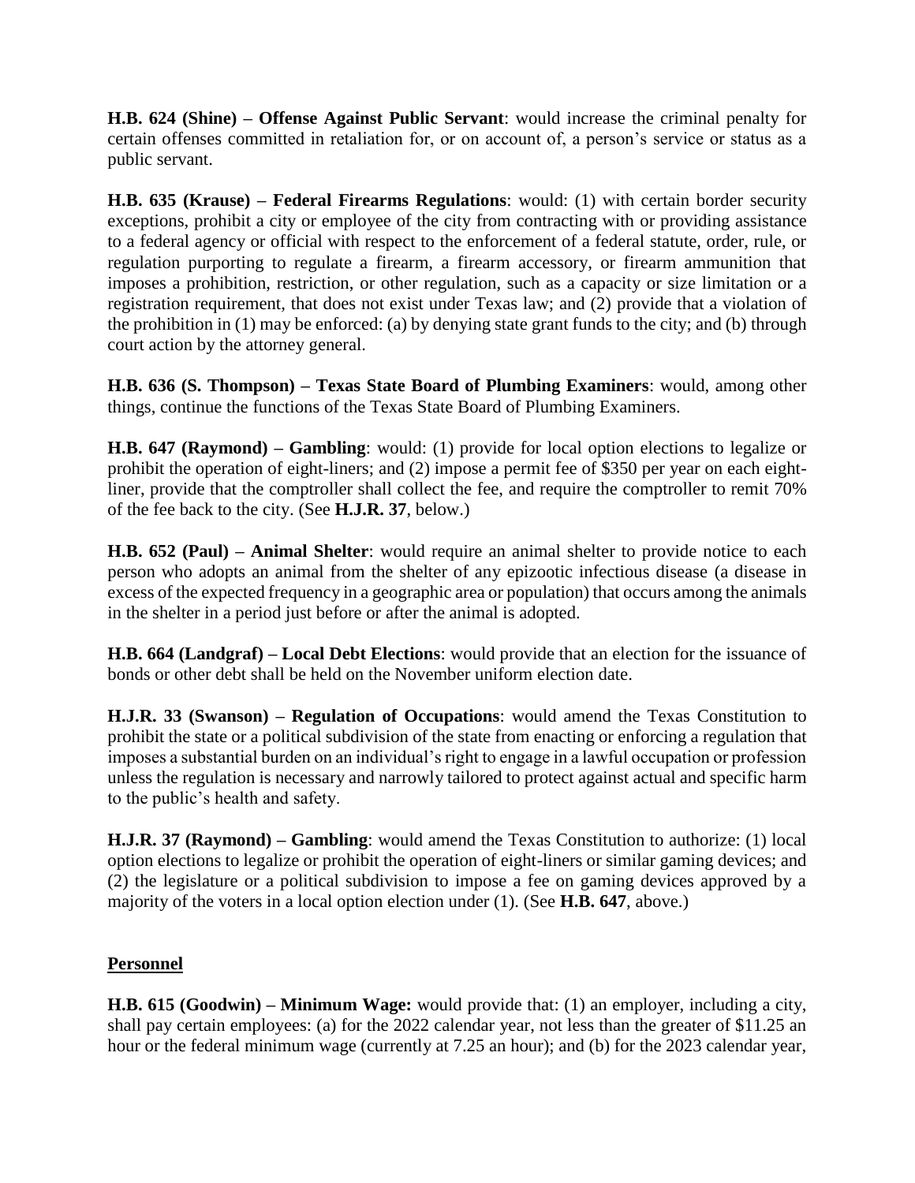**H.B. 624 (Shine) – Offense Against Public Servant**: would increase the criminal penalty for certain offenses committed in retaliation for, or on account of, a person's service or status as a public servant.

**H.B. 635 (Krause) – Federal Firearms Regulations**: would: (1) with certain border security exceptions, prohibit a city or employee of the city from contracting with or providing assistance to a federal agency or official with respect to the enforcement of a federal statute, order, rule, or regulation purporting to regulate a firearm, a firearm accessory, or firearm ammunition that imposes a prohibition, restriction, or other regulation, such as a capacity or size limitation or a registration requirement, that does not exist under Texas law; and (2) provide that a violation of the prohibition in (1) may be enforced: (a) by denying state grant funds to the city; and (b) through court action by the attorney general.

**H.B. 636 (S. Thompson) – Texas State Board of Plumbing Examiners**: would, among other things, continue the functions of the Texas State Board of Plumbing Examiners.

**H.B. 647 (Raymond) – Gambling**: would: (1) provide for local option elections to legalize or prohibit the operation of eight-liners; and (2) impose a permit fee of $350 per year on each eight-liner, provide that the comptroller shall collect the fee, and require the comptroller to remit 70% of the fee back to the city. (See **H.J.R. 37**, below.)

**H.B. 652 (Paul) – Animal Shelter**: would require an animal shelter to provide notice to each person who adopts an animal from the shelter of any epizootic infectious disease (a disease in excess of the expected frequency in a geographic area or population) that occurs among the animals in the shelter in a period just before or after the animal is adopted.

**H.B. 664 (Landgraf) – Local Debt Elections**: would provide that an election for the issuance of bonds or other debt shall be held on the November uniform election date.

**H.J.R. 33 (Swanson) – Regulation of Occupations**: would amend the Texas Constitution to prohibit the state or a political subdivision of the state from enacting or enforcing a regulation that imposes a substantial burden on an individual's right to engage in a lawful occupation or profession unless the regulation is necessary and narrowly tailored to protect against actual and specific harm to the public's health and safety.

**H.J.R. 37 (Raymond) – Gambling**: would amend the Texas Constitution to authorize: (1) local option elections to legalize or prohibit the operation of eight-liners or similar gaming devices; and (2) the legislature or a political subdivision to impose a fee on gaming devices approved by a majority of the voters in a local option election under (1). (See **H.B. 647**, above.)

## Personnel

**H.B. 615 (Goodwin) – Minimum Wage:** would provide that: (1) an employer, including a city, shall pay certain employees: (a) for the 2022 calendar year, not less than the greater of $11.25 an hour or the federal minimum wage (currently at 7.25 an hour); and (b) for the 2023 calendar year,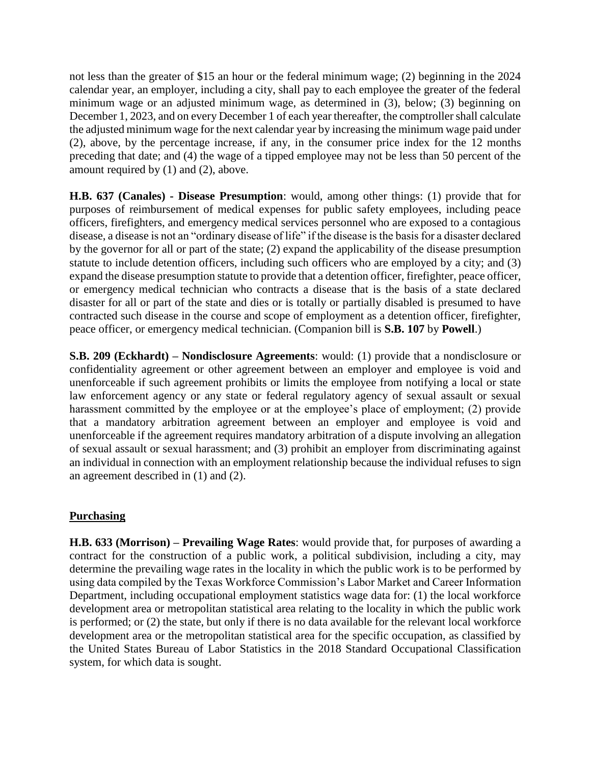not less than the greater of $15 an hour or the federal minimum wage; (2) beginning in the 2024 calendar year, an employer, including a city, shall pay to each employee the greater of the federal minimum wage or an adjusted minimum wage, as determined in (3), below; (3) beginning on December 1, 2023, and on every December 1 of each year thereafter, the comptroller shall calculate the adjusted minimum wage for the next calendar year by increasing the minimum wage paid under (2), above, by the percentage increase, if any, in the consumer price index for the 12 months preceding that date; and (4) the wage of a tipped employee may not be less than 50 percent of the amount required by (1) and (2), above.

**H.B. 637 (Canales) - Disease Presumption**: would, among other things: (1) provide that for purposes of reimbursement of medical expenses for public safety employees, including peace officers, firefighters, and emergency medical services personnel who are exposed to a contagious disease, a disease is not an "ordinary disease of life" if the disease is the basis for a disaster declared by the governor for all or part of the state; (2) expand the applicability of the disease presumption statute to include detention officers, including such officers who are employed by a city; and (3) expand the disease presumption statute to provide that a detention officer, firefighter, peace officer, or emergency medical technician who contracts a disease that is the basis of a state declared disaster for all or part of the state and dies or is totally or partially disabled is presumed to have contracted such disease in the course and scope of employment as a detention officer, firefighter, peace officer, or emergency medical technician. (Companion bill is **S.B. 107** by **Powell**.)

**S.B. 209 (Eckhardt) – Nondisclosure Agreements**: would: (1) provide that a nondisclosure or confidentiality agreement or other agreement between an employer and employee is void and unenforceable if such agreement prohibits or limits the employee from notifying a local or state law enforcement agency or any state or federal regulatory agency of sexual assault or sexual harassment committed by the employee or at the employee's place of employment; (2) provide that a mandatory arbitration agreement between an employer and employee is void and unenforceable if the agreement requires mandatory arbitration of a dispute involving an allegation of sexual assault or sexual harassment; and (3) prohibit an employer from discriminating against an individual in connection with an employment relationship because the individual refuses to sign an agreement described in (1) and (2).

## Purchasing

**H.B. 633 (Morrison) – Prevailing Wage Rates**: would provide that, for purposes of awarding a contract for the construction of a public work, a political subdivision, including a city, may determine the prevailing wage rates in the locality in which the public work is to be performed by using data compiled by the Texas Workforce Commission's Labor Market and Career Information Department, including occupational employment statistics wage data for: (1) the local workforce development area or metropolitan statistical area relating to the locality in which the public work is performed; or (2) the state, but only if there is no data available for the relevant local workforce development area or the metropolitan statistical area for the specific occupation, as classified by the United States Bureau of Labor Statistics in the 2018 Standard Occupational Classification system, for which data is sought.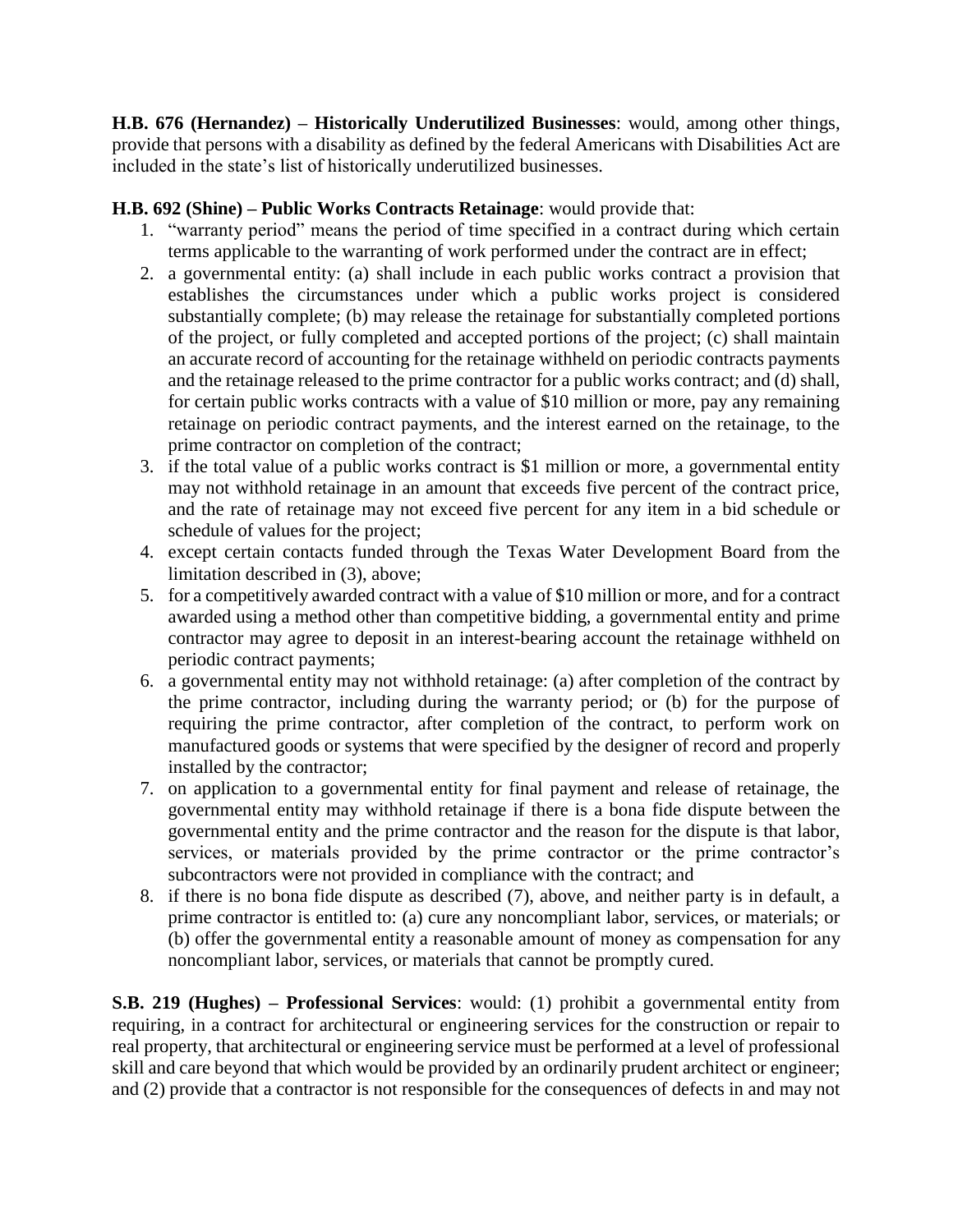**H.B. 676 (Hernandez) – Historically Underutilized Businesses**: would, among other things, provide that persons with a disability as defined by the federal Americans with Disabilities Act are included in the state's list of historically underutilized businesses.

**H.B. 692 (Shine) – Public Works Contracts Retainage**: would provide that:

1. "warranty period" means the period of time specified in a contract during which certain terms applicable to the warranting of work performed under the contract are in effect;
2. a governmental entity: (a) shall include in each public works contract a provision that establishes the circumstances under which a public works project is considered substantially complete; (b) may release the retainage for substantially completed portions of the project, or fully completed and accepted portions of the project; (c) shall maintain an accurate record of accounting for the retainage withheld on periodic contracts payments and the retainage released to the prime contractor for a public works contract; and (d) shall, for certain public works contracts with a value of $10 million or more, pay any remaining retainage on periodic contract payments, and the interest earned on the retainage, to the prime contractor on completion of the contract;
3. if the total value of a public works contract is $1 million or more, a governmental entity may not withhold retainage in an amount that exceeds five percent of the contract price, and the rate of retainage may not exceed five percent for any item in a bid schedule or schedule of values for the project;
4. except certain contacts funded through the Texas Water Development Board from the limitation described in (3), above;
5. for a competitively awarded contract with a value of $10 million or more, and for a contract awarded using a method other than competitive bidding, a governmental entity and prime contractor may agree to deposit in an interest-bearing account the retainage withheld on periodic contract payments;
6. a governmental entity may not withhold retainage: (a) after completion of the contract by the prime contractor, including during the warranty period; or (b) for the purpose of requiring the prime contractor, after completion of the contract, to perform work on manufactured goods or systems that were specified by the designer of record and properly installed by the contractor;
7. on application to a governmental entity for final payment and release of retainage, the governmental entity may withhold retainage if there is a bona fide dispute between the governmental entity and the prime contractor and the reason for the dispute is that labor, services, or materials provided by the prime contractor or the prime contractor's subcontractors were not provided in compliance with the contract; and
8. if there is no bona fide dispute as described (7), above, and neither party is in default, a prime contractor is entitled to: (a) cure any noncompliant labor, services, or materials; or (b) offer the governmental entity a reasonable amount of money as compensation for any noncompliant labor, services, or materials that cannot be promptly cured.

**S.B. 219 (Hughes) – Professional Services**: would: (1) prohibit a governmental entity from requiring, in a contract for architectural or engineering services for the construction or repair to real property, that architectural or engineering service must be performed at a level of professional skill and care beyond that which would be provided by an ordinarily prudent architect or engineer; and (2) provide that a contractor is not responsible for the consequences of defects in and may not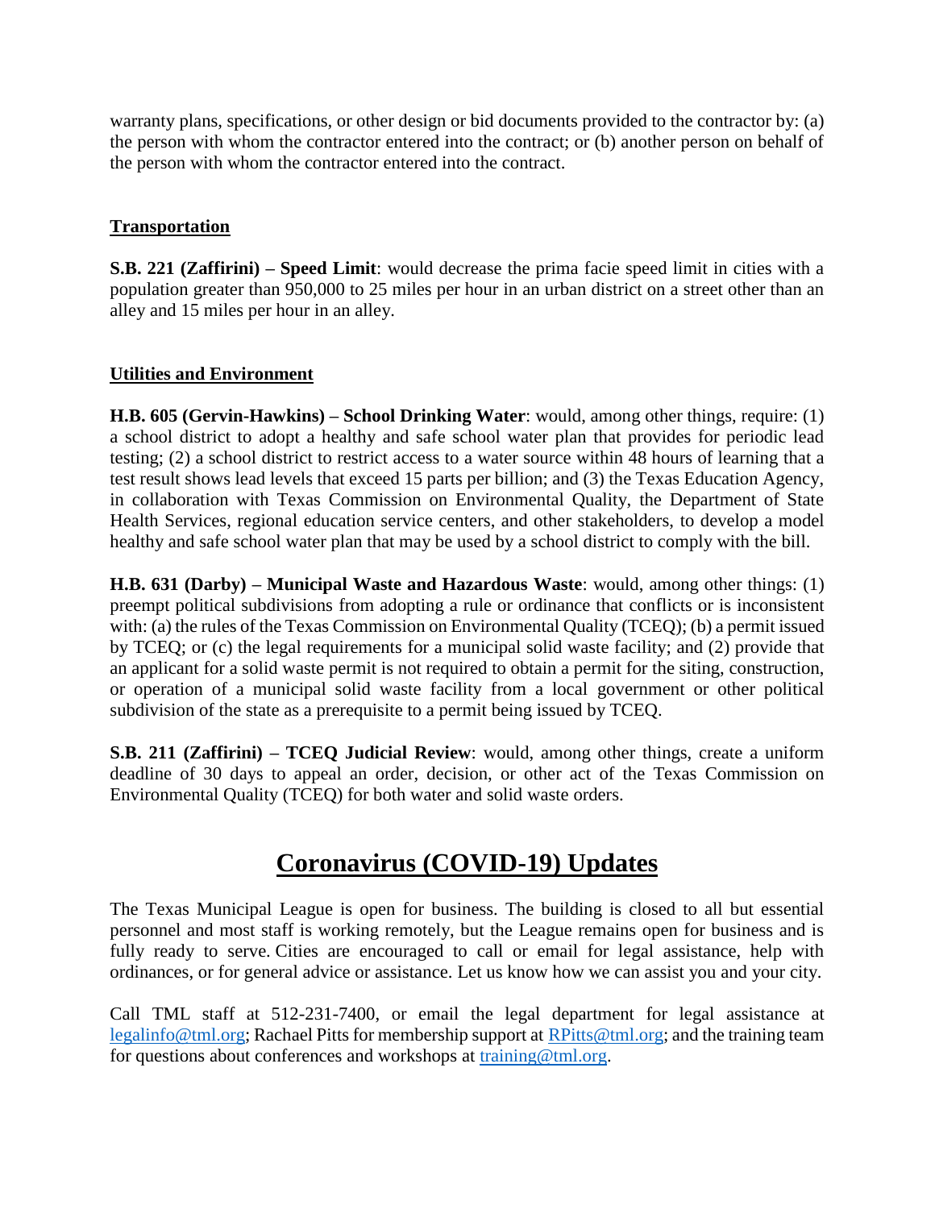warranty plans, specifications, or other design or bid documents provided to the contractor by: (a) the person with whom the contractor entered into the contract; or (b) another person on behalf of the person with whom the contractor entered into the contract.

### Transportation

**S.B. 221 (Zaffirini) – Speed Limit**: would decrease the prima facie speed limit in cities with a population greater than 950,000 to 25 miles per hour in an urban district on a street other than an alley and 15 miles per hour in an alley.

### Utilities and Environment

**H.B. 605 (Gervin-Hawkins) – School Drinking Water**: would, among other things, require: (1) a school district to adopt a healthy and safe school water plan that provides for periodic lead testing; (2) a school district to restrict access to a water source within 48 hours of learning that a test result shows lead levels that exceed 15 parts per billion; and (3) the Texas Education Agency, in collaboration with Texas Commission on Environmental Quality, the Department of State Health Services, regional education service centers, and other stakeholders, to develop a model healthy and safe school water plan that may be used by a school district to comply with the bill.

**H.B. 631 (Darby) – Municipal Waste and Hazardous Waste**: would, among other things: (1) preempt political subdivisions from adopting a rule or ordinance that conflicts or is inconsistent with: (a) the rules of the Texas Commission on Environmental Quality (TCEQ); (b) a permit issued by TCEQ; or (c) the legal requirements for a municipal solid waste facility; and (2) provide that an applicant for a solid waste permit is not required to obtain a permit for the siting, construction, or operation of a municipal solid waste facility from a local government or other political subdivision of the state as a prerequisite to a permit being issued by TCEQ.

**S.B. 211 (Zaffirini) – TCEQ Judicial Review**: would, among other things, create a uniform deadline of 30 days to appeal an order, decision, or other act of the Texas Commission on Environmental Quality (TCEQ) for both water and solid waste orders.

## Coronavirus (COVID-19) Updates

The Texas Municipal League is open for business. The building is closed to all but essential personnel and most staff is working remotely, but the League remains open for business and is fully ready to serve. Cities are encouraged to call or email for legal assistance, help with ordinances, or for general advice or assistance. Let us know how we can assist you and your city.

Call TML staff at 512-231-7400, or email the legal department for legal assistance at legalinfo@tml.org; Rachael Pitts for membership support at RPitts@tml.org; and the training team for questions about conferences and workshops at training@tml.org.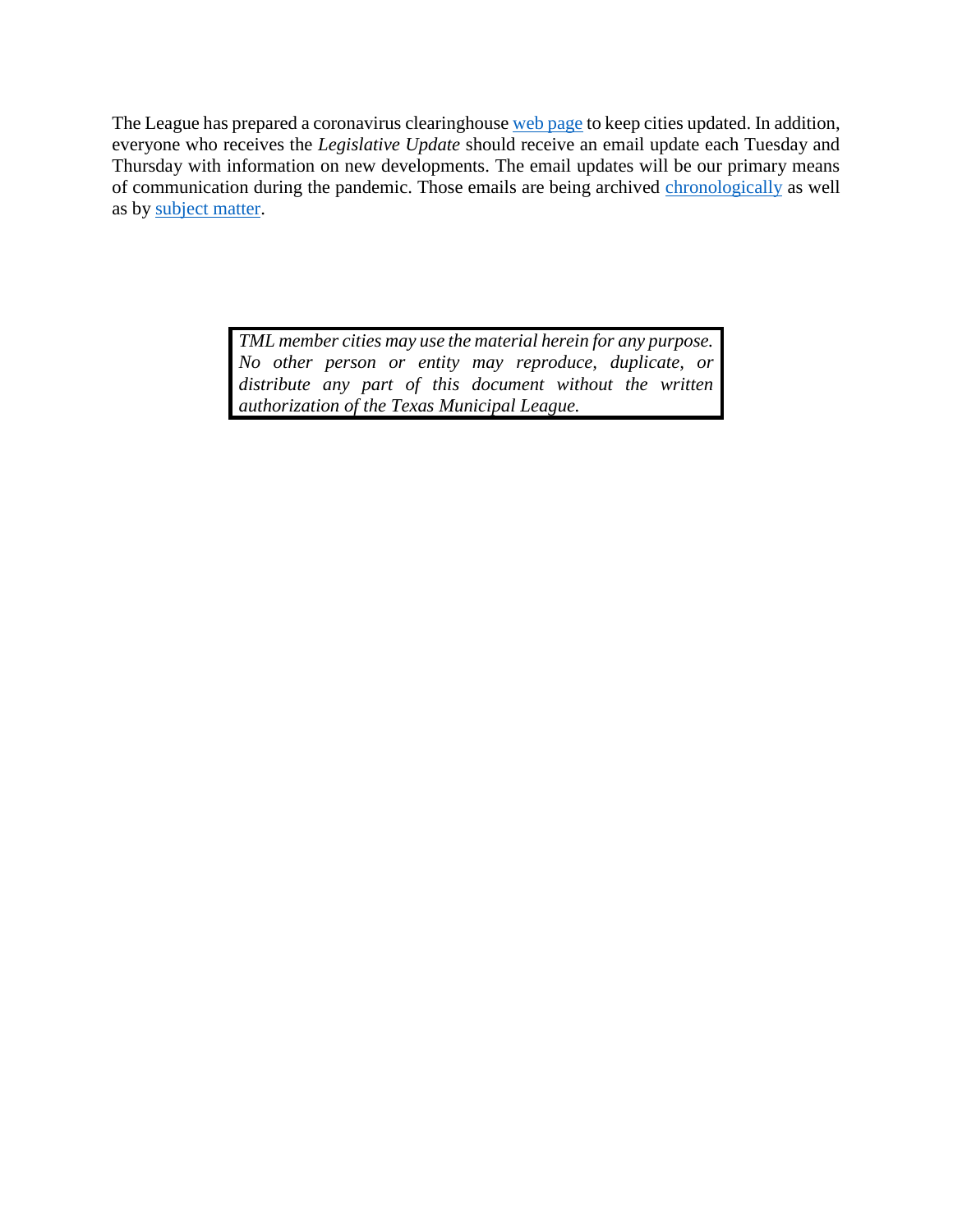The League has prepared a coronavirus clearinghouse web page to keep cities updated. In addition, everyone who receives the *Legislative Update* should receive an email update each Tuesday and Thursday with information on new developments. The email updates will be our primary means of communication during the pandemic. Those emails are being archived chronologically as well as by subject matter.

> *TML member cities may use the material herein for any purpose. No other person or entity may reproduce, duplicate, or distribute any part of this document without the written authorization of the Texas Municipal League.*